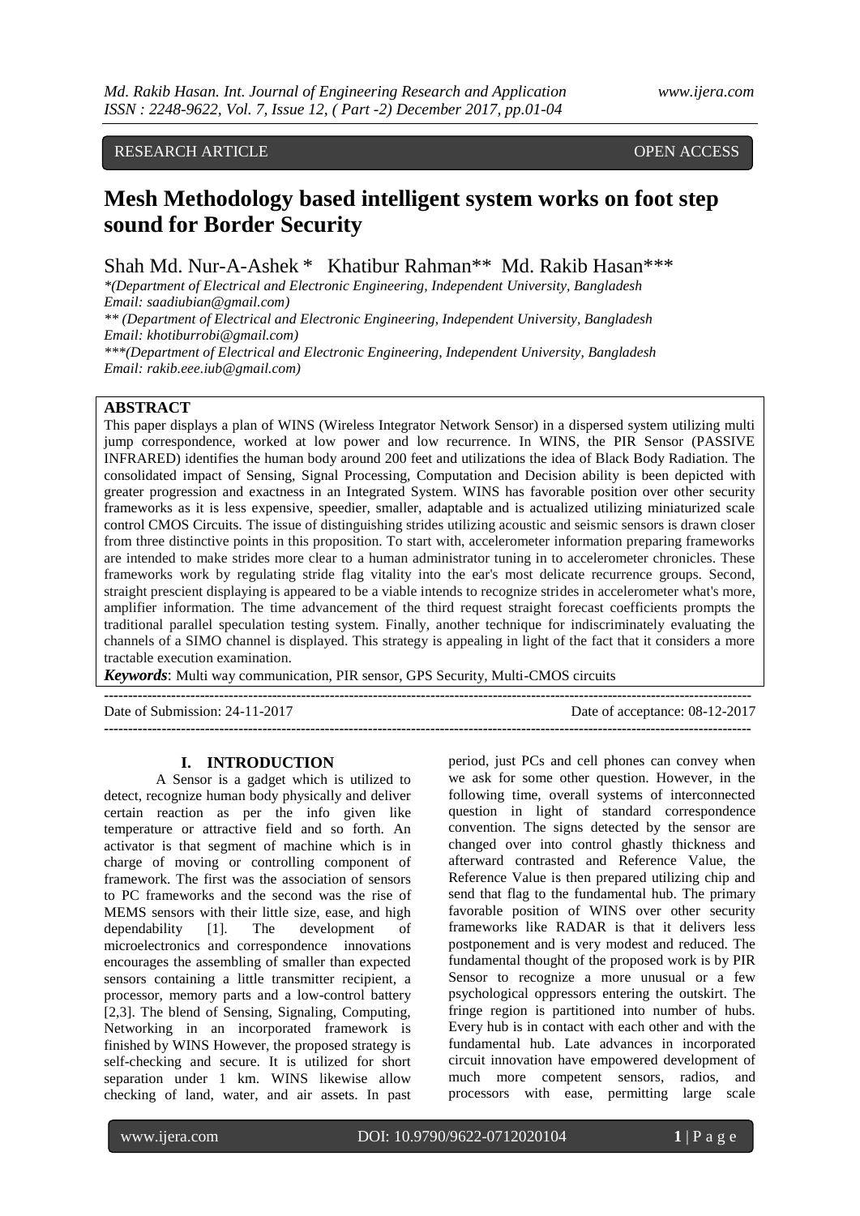RESEARCH ARTICLE OPEN ACCESS

# Mesh Methodology based intelligent system works on foot step sound for Border Security

Shah Md. Nur-A-Ashek * Khatibur Rahman** Md. Rakib Hasan***

*(Department of Electrical and Electronic Engineering, Independent University, Bangladesh
Email: saadiubian@gmail.com)
** (Department of Electrical and Electronic Engineering, Independent University, Bangladesh
Email: khotiburrobi@gmail.com)
***(Department of Electrical and Electronic Engineering, Independent University, Bangladesh
Email: rakib.eee.iub@gmail.com)

## ABSTRACT

This paper displays a plan of WINS (Wireless Integrator Network Sensor) in a dispersed system utilizing multi jump correspondence, worked at low power and low recurrence. In WINS, the PIR Sensor (PASSIVE INFRARED) identifies the human body around 200 feet and utilizations the idea of Black Body Radiation. The consolidated impact of Sensing, Signal Processing, Computation and Decision ability is been depicted with greater progression and exactness in an Integrated System. WINS has favorable position over other security frameworks as it is less expensive, speedier, smaller, adaptable and is actualized utilizing miniaturized scale control CMOS Circuits. The issue of distinguishing strides utilizing acoustic and seismic sensors is drawn closer from three distinctive points in this proposition. To start with, accelerometer information preparing frameworks are intended to make strides more clear to a human administrator tuning in to accelerometer chronicles. These frameworks work by regulating stride flag vitality into the ear's most delicate recurrence groups. Second, straight prescient displaying is appeared to be a viable intends to recognize strides in accelerometer what's more, amplifier information. The time advancement of the third request straight forecast coefficients prompts the traditional parallel speculation testing system. Finally, another technique for indiscriminately evaluating the channels of a SIMO channel is displayed. This strategy is appealing in light of the fact that it considers a more tractable execution examination.

***Keywords***: Multi way communication, PIR sensor, GPS Security, Multi-CMOS circuits

Date of Submission: 24-11-2017 Date of acceptance: 08-12-2017

## I. INTRODUCTION

A Sensor is a gadget which is utilized to detect, recognize human body physically and deliver certain reaction as per the info given like temperature or attractive field and so forth. An activator is that segment of machine which is in charge of moving or controlling component of framework. The first was the association of sensors to PC frameworks and the second was the rise of MEMS sensors with their little size, ease, and high dependability [1]. The development of microelectronics and correspondence innovations encourages the assembling of smaller than expected sensors containing a little transmitter recipient, a processor, memory parts and a low-control battery [2,3]. The blend of Sensing, Signaling, Computing, Networking in an incorporated framework is finished by WINS However, the proposed strategy is self-checking and secure. It is utilized for short separation under 1 km. WINS likewise allow checking of land, water, and air assets. In past period, just PCs and cell phones can convey when we ask for some other question. However, in the following time, overall systems of interconnected question in light of standard correspondence convention. The signs detected by the sensor are changed over into control ghastly thickness and afterward contrasted and Reference Value, the Reference Value is then prepared utilizing chip and send that flag to the fundamental hub. The primary favorable position of WINS over other security frameworks like RADAR is that it delivers less postponement and is very modest and reduced. The fundamental thought of the proposed work is by PIR Sensor to recognize a more unusual or a few psychological oppressors entering the outskirt. The fringe region is partitioned into number of hubs. Every hub is in contact with each other and with the fundamental hub. Late advances in incorporated circuit innovation have empowered development of much more competent sensors, radios, and processors with ease, permitting large scale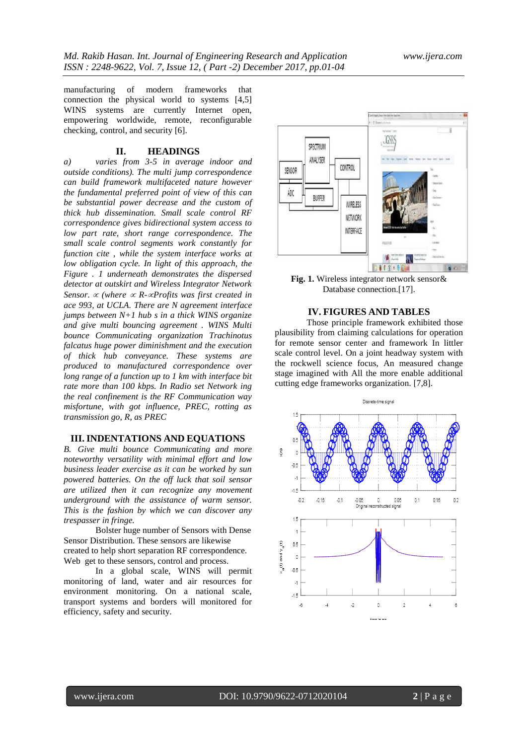manufacturing of modern frameworks that connection the physical world to systems [4,5] WINS systems are currently Internet open, empowering worldwide, remote, reconfigurable checking, control, and security [6].

## II. HEADINGS

*a) varies from 3-5 in average indoor and outside conditions). The multi jump correspondence can build framework multifaceted nature however the fundamental preferred point of view of this can be substantial power decrease and the custom of thick hub dissemination. Small scale control RF correspondence gives bidirectional system access to low part rate, short range correspondence. The small scale control segments work constantly for function cite , while the system interface works at low obligation cycle. In light of this approach, the Figure . 1 underneath demonstrates the dispersed detector at outskirt and Wireless Integrator Network Sensor. $\propto$ (where $\propto$ R-$\propto$Profits was first created in ace 993, at UCLA. There are N agreement interface jumps between N+1 hub s in a thick WINS organize and give multi bouncing agreement . WINS Multi bounce Communicating organization Trachinotus falcatus huge power diminishment and the execution of thick hub conveyance. These systems are produced to manufactured correspondence over long range of a function up to 1 km with interface bit rate more than 100 kbps. In Radio set Network ing the real confinement is the RF Communication way misfortune, with got influence, PREC, rotting as transmission go, R, as PREC*

## III. INDENTATIONS AND EQUATIONS

*B. Give multi bounce Communicating and more noteworthy versatility with minimal effort and low business leader exercise as it can be worked by sun powered batteries. On the off luck that soil sensor are utilized then it can recognize any movement underground with the assistance of warm sensor. This is the fashion by which we can discover any trespasser in fringe.*

Bolster huge number of Sensors with Dense Sensor Distribution. These sensors are likewise created to help short separation RF correspondence. Web get to these sensors, control and process.

In a global scale, WINS will permit monitoring of land, water and air resources for environment monitoring. On a national scale, transport systems and borders will monitored for efficiency, safety and security.

**Fig. 1.** Wireless integrator network sensor& Database connection.[17].

## IV. FIGURES AND TABLES

Those principle framework exhibited those plausibility from claiming calculations for operation for remote sensor center and framework In littler scale control level. On a joint headway system with the rockwell science focus, An measured change stage imagined with All the more enable additional cutting edge frameworks organization. [7,8].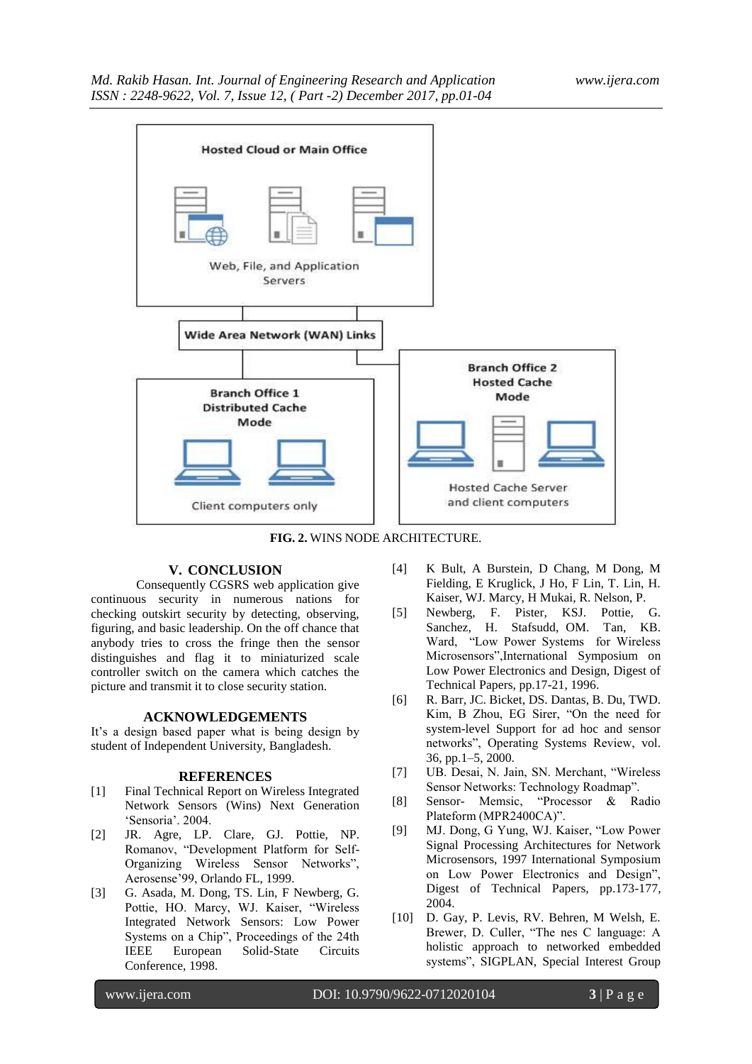FIG. 2. WINS NODE ARCHITECTURE.

## V. CONCLUSION

Consequently CGSRS web application give continuous security in numerous nations for checking outskirt security by detecting, observing, figuring, and basic leadership. On the off chance that anybody tries to cross the fringe then the sensor distinguishes and flag it to miniaturized scale controller switch on the camera which catches the picture and transmit it to close security station.

## ACKNOWLEDGEMENTS

It's a design based paper what is being design by student of Independent University, Bangladesh.

## REFERENCES

[1] Final Technical Report on Wireless Integrated Network Sensors (Wins) Next Generation 'Sensoria'. 2004.

[2] JR. Agre, LP. Clare, GJ. Pottie, NP. Romanov, "Development Platform for Self-Organizing Wireless Sensor Networks", Aerosense'99, Orlando FL, 1999.

[3] G. Asada, M. Dong, TS. Lin, F Newberg, G. Pottie, HO. Marcy, WJ. Kaiser, "Wireless Integrated Network Sensors: Low Power Systems on a Chip", Proceedings of the 24th IEEE European Solid-State Circuits Conference, 1998.

[4] K Bult, A Burstein, D Chang, M Dong, M Fielding, E Kruglick, J Ho, F Lin, T. Lin, H. Kaiser, WJ. Marcy, H Mukai, R. Nelson, P. Newberg, F. Pister, KSJ. Pottie, G. Sanchez, H. Stafsudd, OM. Tan, KB. Ward, "Low Power Systems for Wireless Microsensors",International Symposium on Low Power Electronics and Design, Digest of Technical Papers, pp.17-21, 1996.

[5] Newberg, F. Pister, KSJ. Pottie, G. Sanchez, H. Stafsudd, OM. Tan, KB. Ward, "Low Power Systems for Wireless Microsensors",International Symposium on Low Power Electronics and Design, Digest of Technical Papers, pp.17-21, 1996.

[6] R. Barr, JC. Bicket, DS. Dantas, B. Du, TWD. Kim, B Zhou, EG Sirer, "On the need for system-level Support for ad hoc and sensor networks", Operating Systems Review, vol. 36, pp.1–5, 2000.

[7] UB. Desai, N. Jain, SN. Merchant, "Wireless Sensor Networks: Technology Roadmap".

[8] Sensor- Memsic, "Processor & Radio Plateform (MPR2400CA)".

[9] MJ. Dong, G Yung, WJ. Kaiser, "Low Power Signal Processing Architectures for Network Microsensors, 1997 International Symposium on Low Power Electronics and Design", Digest of Technical Papers, pp.173-177, 2004.

[10] D. Gay, P. Levis, RV. Behren, M Welsh, E. Brewer, D. Culler, "The nes C language: A holistic approach to networked embedded systems", SIGPLAN, Special Interest Group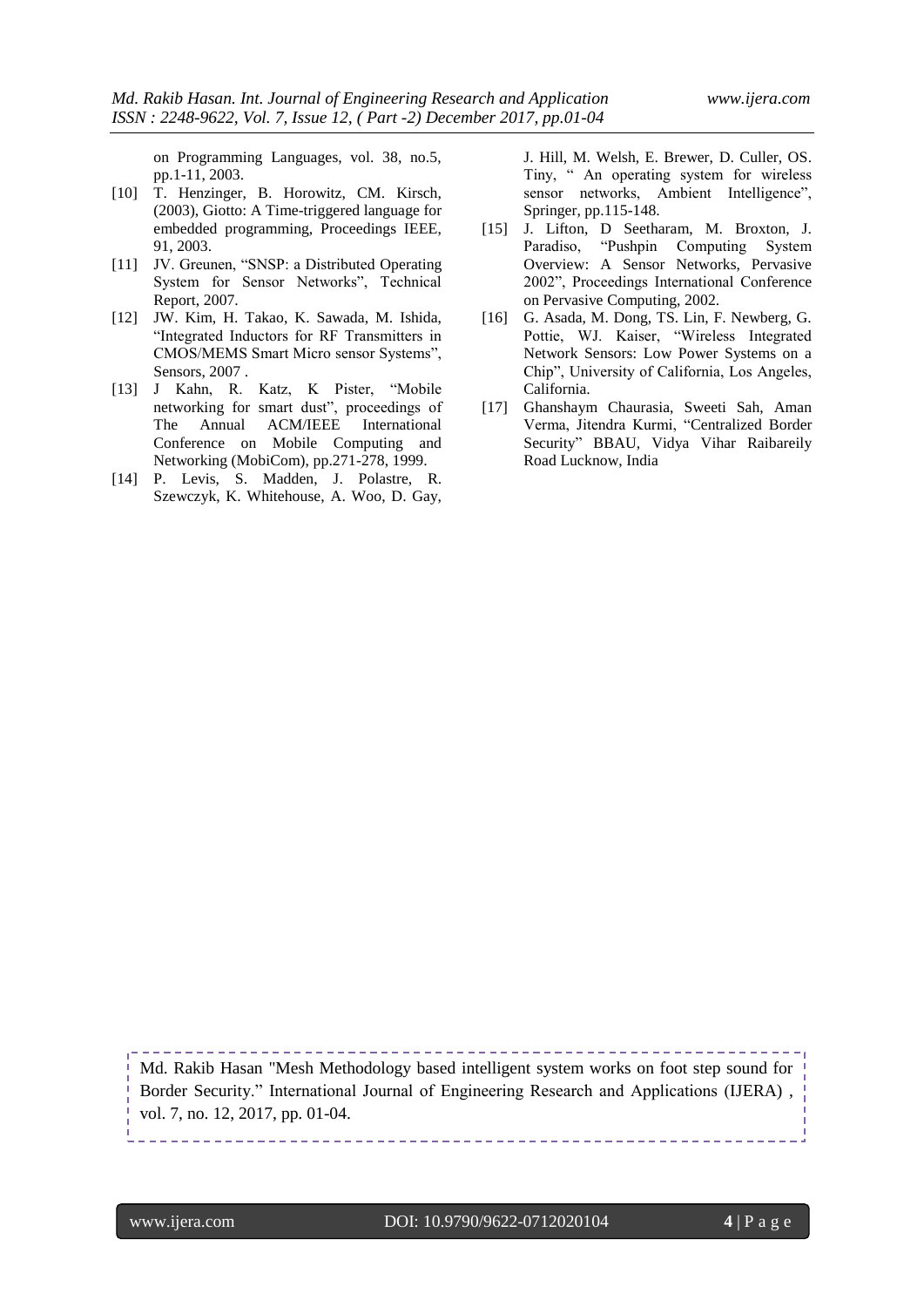on Programming Languages, vol. 38, no.5, pp.1-11, 2003.

[10] T. Henzinger, B. Horowitz, CM. Kirsch, (2003), Giotto: A Time-triggered language for embedded programming, Proceedings IEEE, 91, 2003.

[11] JV. Greunen, "SNSP: a Distributed Operating System for Sensor Networks", Technical Report, 2007.

[12] JW. Kim, H. Takao, K. Sawada, M. Ishida, "Integrated Inductors for RF Transmitters in CMOS/MEMS Smart Micro sensor Systems", Sensors, 2007 .

[13] J Kahn, R. Katz, K Pister, "Mobile networking for smart dust", proceedings of The Annual ACM/IEEE International Conference on Mobile Computing and Networking (MobiCom), pp.271-278, 1999.

[14] P. Levis, S. Madden, J. Polastre, R. Szewczyk, K. Whitehouse, A. Woo, D. Gay, J. Hill, M. Welsh, E. Brewer, D. Culler, OS. Tiny, " An operating system for wireless sensor networks, Ambient Intelligence", Springer, pp.115-148.

[15] J. Lifton, D Seetharam, M. Broxton, J. Paradiso, "Pushpin Computing System Overview: A Sensor Networks, Pervasive 2002", Proceedings International Conference on Pervasive Computing, 2002.

[16] G. Asada, M. Dong, TS. Lin, F. Newberg, G. Pottie, WJ. Kaiser, "Wireless Integrated Network Sensors: Low Power Systems on a Chip", University of California, Los Angeles, California.

[17] Ghanshaym Chaurasia, Sweeti Sah, Aman Verma, Jitendra Kurmi, "Centralized Border Security" BBAU, Vidya Vihar Raibareily Road Lucknow, India

Md. Rakib Hasan "Mesh Methodology based intelligent system works on foot step sound for Border Security." International Journal of Engineering Research and Applications (IJERA) , vol. 7, no. 12, 2017, pp. 01-04.